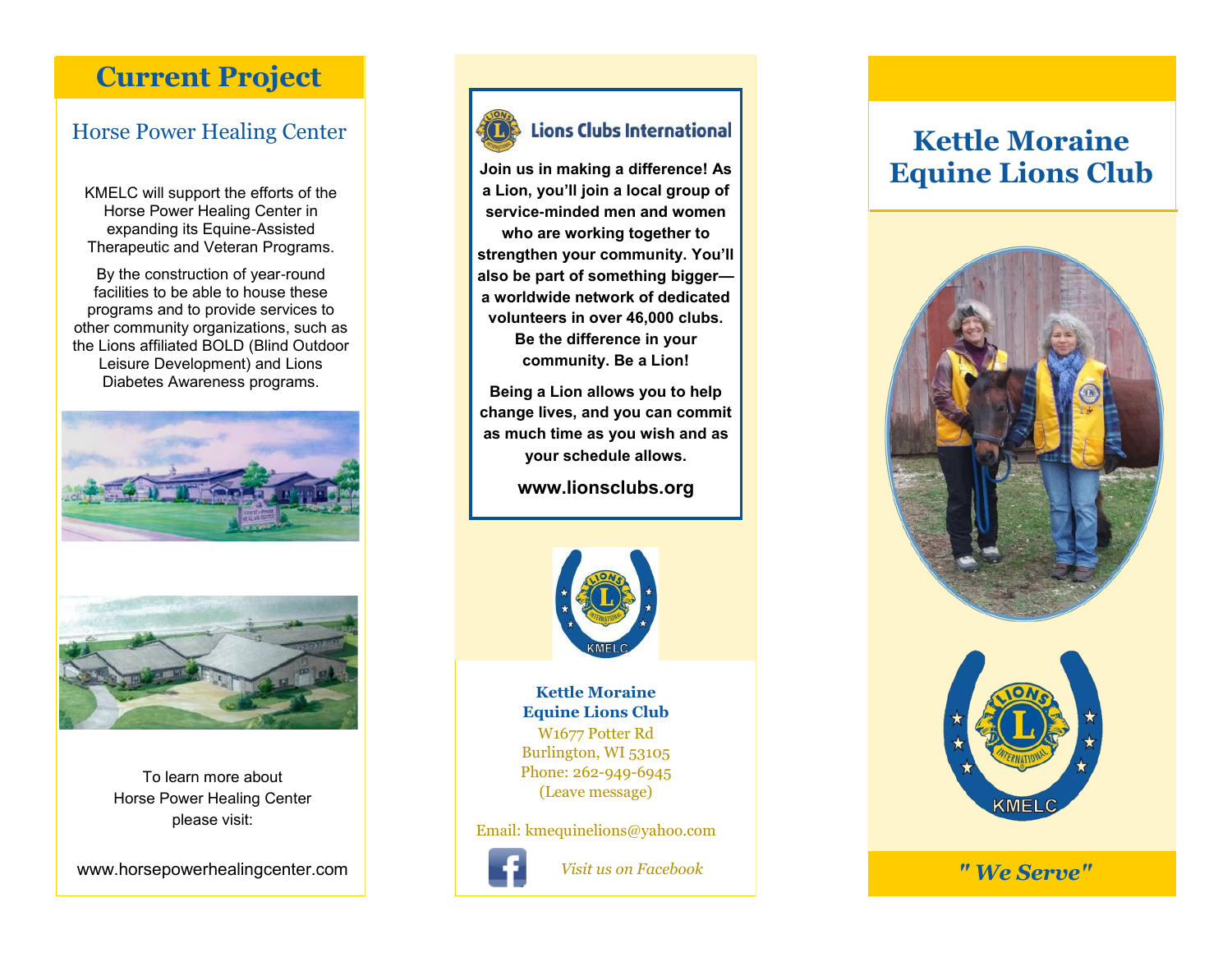## Current Project

### Horse Power Healing Center

KMELC will support the efforts of the Horse Power Healing Center in expanding its Equine-Assisted Therapeutic and Veteran Programs.

By the construction of year-round facilities to be able to house these programs and to provide services to other community organizations, such as the Lions affiliated BOLD (Blind Outdoor Leisure Development) and Lions Diabetes Awareness programs.

To learn more about Horse Power Healing Center please visit:

www.horsepowerhealingcenter.com

Lions Clubs International

**Join us in making a difference! As a Lion, you'll join a local group of service-minded men and women who are working together to strengthen your community. You'll also be part of something bigger—a worldwide network of dedicated volunteers in over 46,000 clubs. Be the difference in your community. Be a Lion!**

**Being a Lion allows you to help change lives, and you can commit as much time as you wish and as your schedule allows.**

**www.lionsclubs.org**

**Kettle Moraine Equine Lions Club**
W1677 Potter Rd
Burlington, WI 53105
Phone: 262-949-6945
(Leave message)

Email: kmequinelions@yahoo.com

*Visit us on Facebook*

# Kettle Moraine Equine Lions Club

KMELC

***" We Serve"***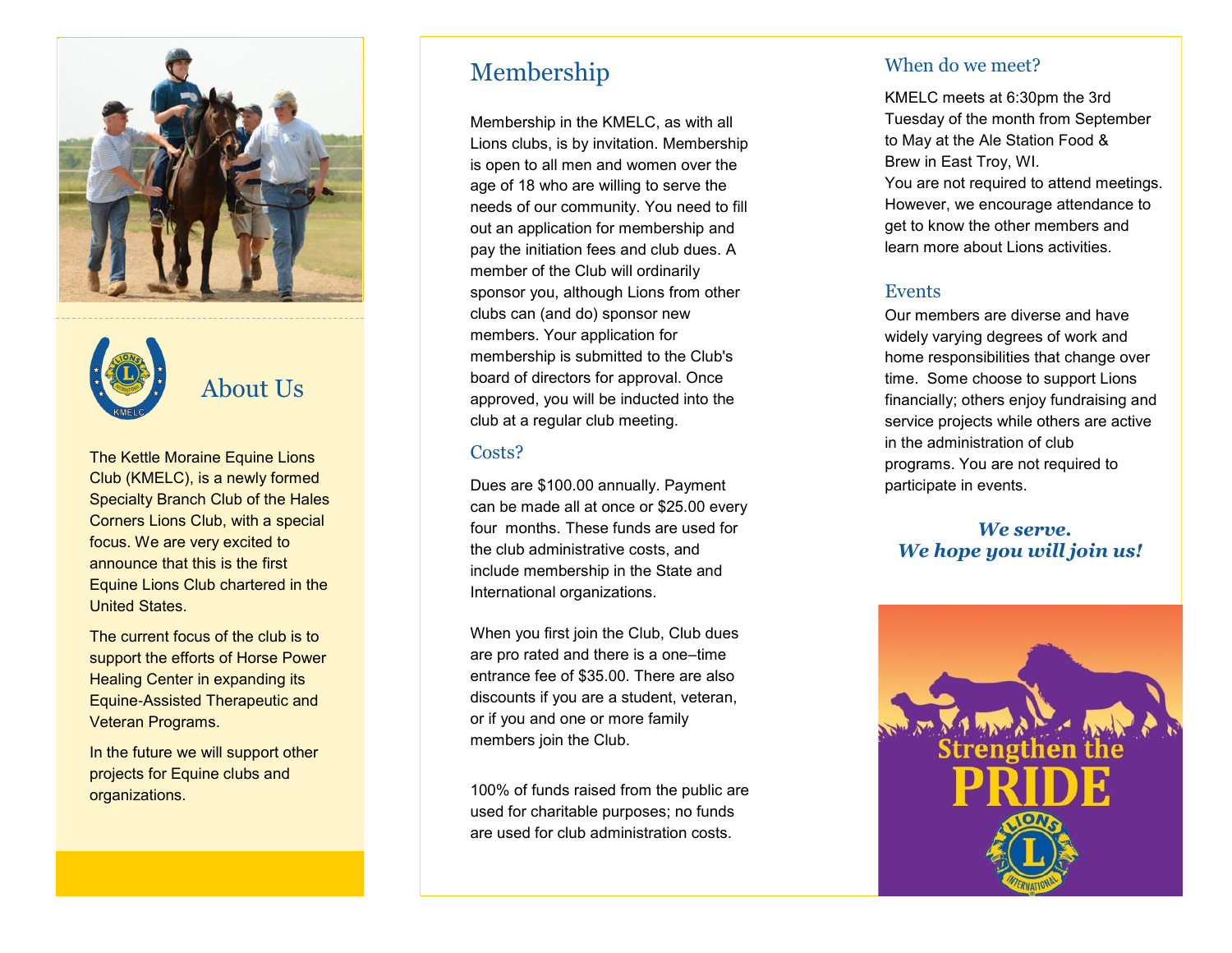## About Us

The Kettle Moraine Equine Lions Club (KMELC), is a newly formed Specialty Branch Club of the Hales Corners Lions Club, with a special focus. We are very excited to announce that this is the first Equine Lions Club chartered in the United States.

The current focus of the club is to support the efforts of Horse Power Healing Center in expanding its Equine-Assisted Therapeutic and Veteran Programs.

In the future we will support other projects for Equine clubs and organizations.

## Membership

Membership in the KMELC, as with all Lions clubs, is by invitation. Membership is open to all men and women over the age of 18 who are willing to serve the needs of our community. You need to fill out an application for membership and pay the initiation fees and club dues. A member of the Club will ordinarily sponsor you, although Lions from other clubs can (and do) sponsor new members. Your application for membership is submitted to the Club's board of directors for approval. Once approved, you will be inducted into the club at a regular club meeting.

### Costs?

Dues are $100.00 annually. Payment can be made all at once or $25.00 every four months. These funds are used for the club administrative costs, and include membership in the State and International organizations.

When you first join the Club, Club dues are pro rated and there is a one–time entrance fee of $35.00. There are also discounts if you are a student, veteran, or if you and one or more family members join the Club.

100% of funds raised from the public are used for charitable purposes; no funds are used for club administration costs.

### When do we meet?

KMELC meets at 6:30pm the 3rd Tuesday of the month from September to May at the Ale Station Food & Brew in East Troy, WI.
You are not required to attend meetings. However, we encourage attendance to get to know the other members and learn more about Lions activities.

### Events

Our members are diverse and have widely varying degrees of work and home responsibilities that change over time. Some choose to support Lions financially; others enjoy fundraising and service projects while others are active in the administration of club programs. You are not required to participate in events.

***We serve.***
***We hope you will join us!***

Strengthen the PRIDE